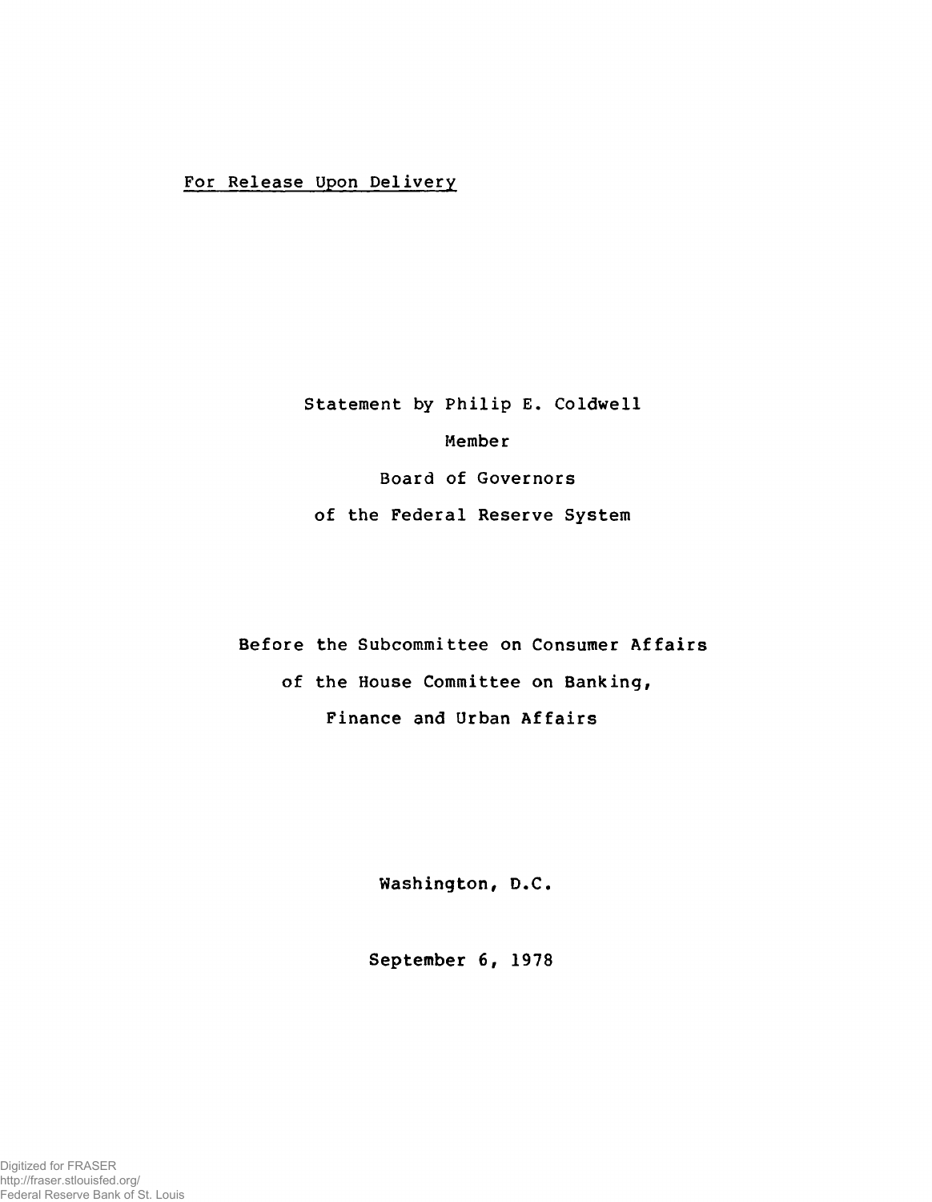For Release Upon Delivery

Statement by Philip E. Coldwell

Member

Board of Governors

of the Federal Reserve System

Before the Subcommittee on Consumer Affairs

of the House Committee on Banking,

Finance and Urban Affairs

Washington, D.C.

September 6, 1978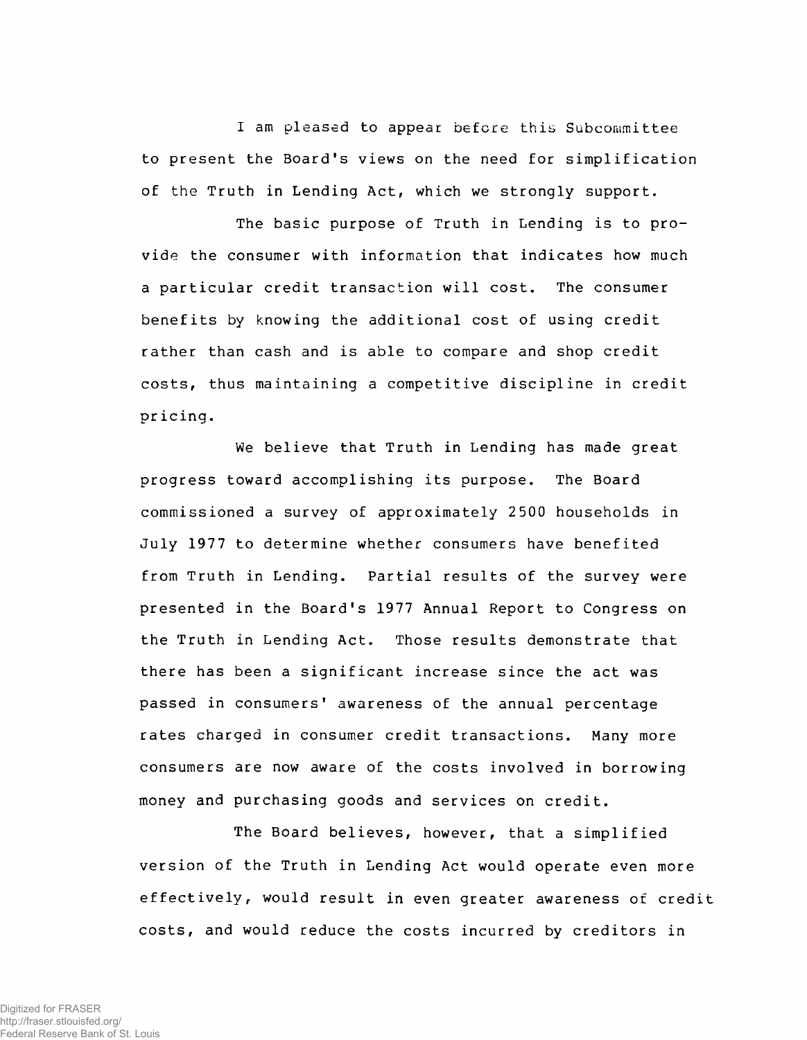I am pleased to appear before this Subcommittee to present the Board's views on the need for simplification of the Truth in Lending Act, which we strongly support.

The basic purpose of Truth in Lending is to provide the consumer with information that indicates how much a particular credit transaction will cost. The consumer benefits by knowing the additional cost of using credit rather than cash and is able to compare and shop credit costs, thus maintaining a competitive discipline in credit pricing.

We believe that Truth in Lending has made great progress toward accomplishing its purpose. The Board commissioned a survey of approximately 2500 households in July 1977 to determine whether consumers have benefited from Truth in Lending. Partial results of the survey were presented in the Board's 1977 Annual Report to Congress on the Truth in Lending Act. Those results demonstrate that there has been a significant increase since the act was passed in consumers' awareness of the annual percentage rates charged in consumer credit transactions. Many more consumers are now aware of the costs involved in borrowing money and purchasing goods and services on credit.

The Board believes, however, that a simplified version of the Truth in Lending Act would operate even more effectively, would result in even greater awareness of credit costs, and would reduce the costs incurred by creditors in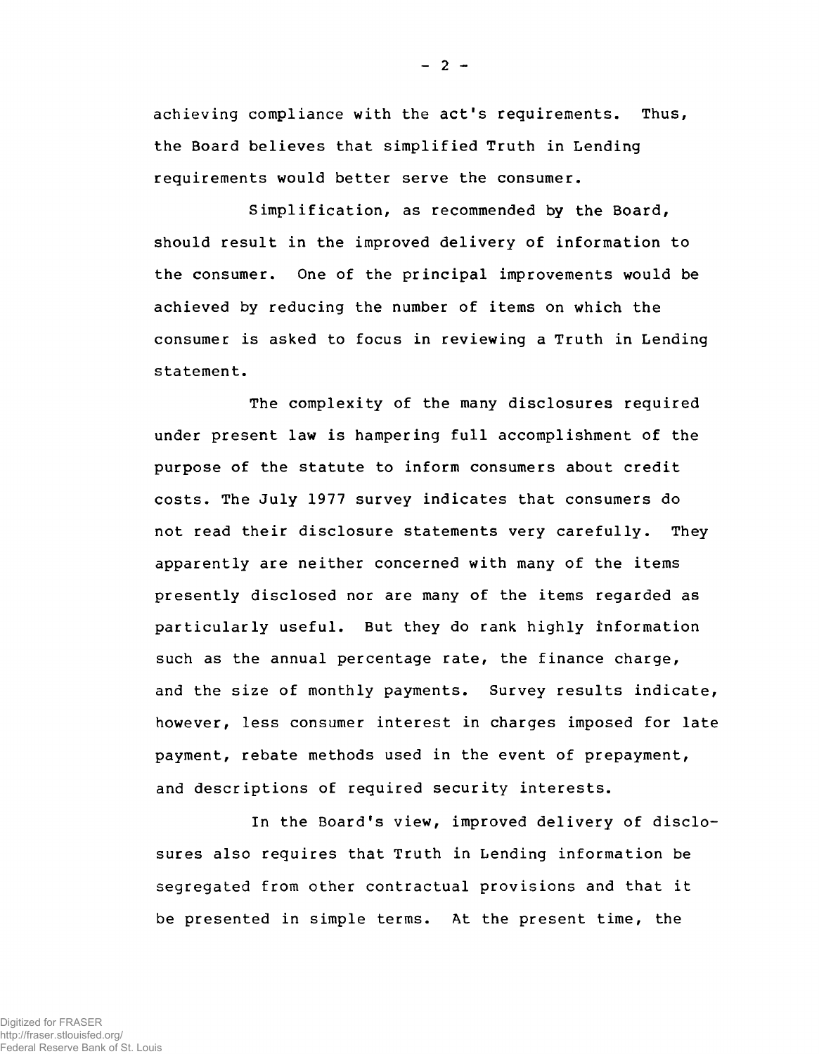achieving compliance with the act's requirements. Thus, the Board believes that simplified Truth in Lending requirements would better serve the consumer.

Simplification, as recommended by the Board, should result in the improved delivery of information to the consumer. One of the principal improvements would be achieved by reducing the number of items on which the consumer is asked to focus in reviewing a Truth in Lending statement.

The complexity of the many disclosures required under present law is hampering full accomplishment of the purpose of the statute to inform consumers about credit costs. The July 1977 survey indicates that consumers do not read their disclosure statements very carefully. They apparently are neither concerned with many of the items presently disclosed nor are many of the items regarded as particularly useful. But they do rank highly information such as the annual percentage rate, the finance charge, and the size of monthly payments. Survey results indicate, however, less consumer interest in charges imposed for late payment, rebate methods used in the event of prepayment, and descriptions of required security interests.

In the Board's view, improved delivery of disclosures also requires that Truth in Lending information be segregated from other contractual provisions and that it be presented in simple terms. At the present time, the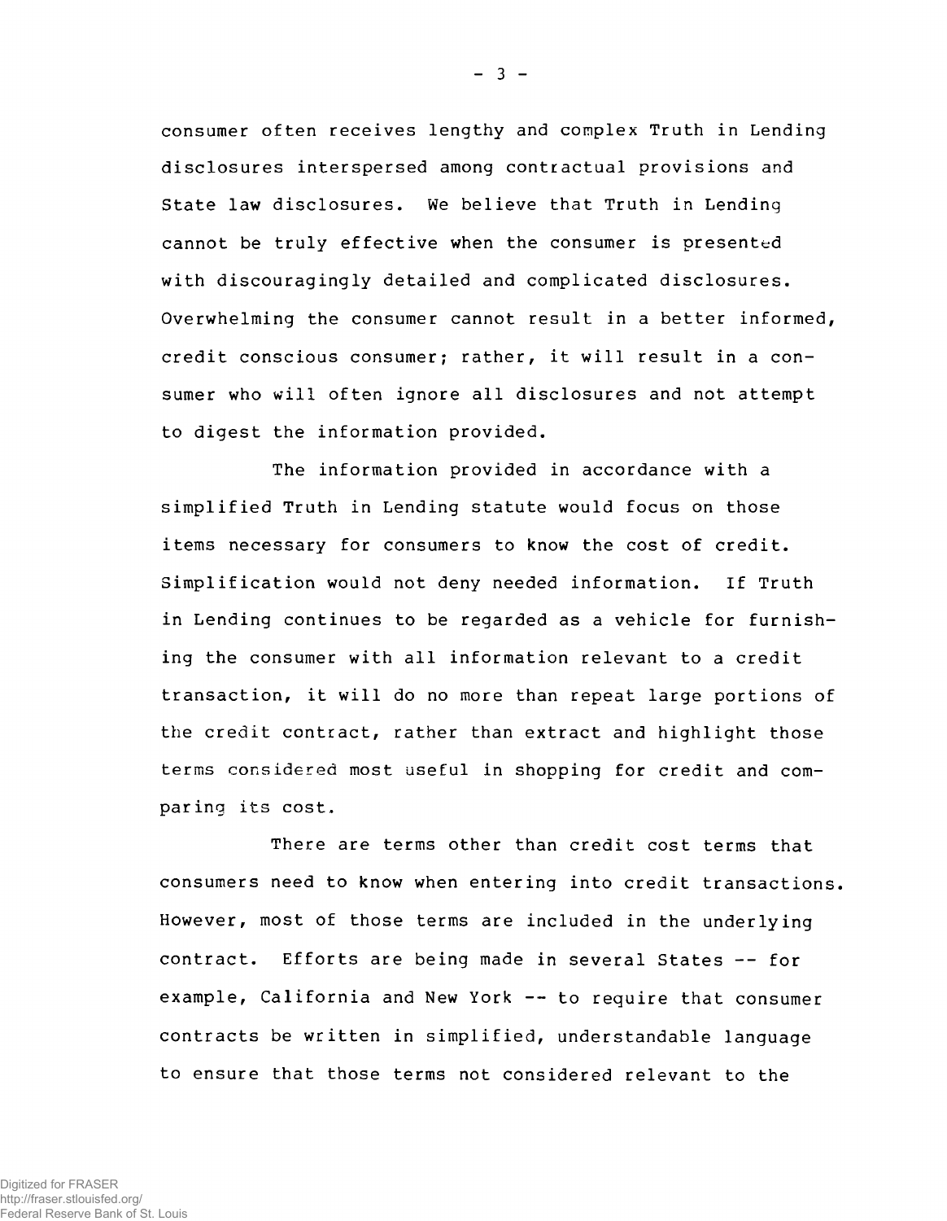consumer often receives lengthy and complex Truth in Lending disclosures interspersed among contractual provisions and State law disclosures. We believe that Truth in Lending cannot be truly effective when the consumer is presented with discouragingly detailed and complicated disclosures. Overwhelming the consumer cannot result in a better informed, credit conscious consumer; rather, it will result in a consumer who will often ignore all disclosures and not attempt to digest the information provided.

The information provided in accordance with a simplified Truth in Lending statute would focus on those items necessary for consumers to know the cost of credit. Simplification would not deny needed information. If Truth in Lending continues to be regarded as a vehicle for furnishing the consumer with all information relevant to a credit transaction, it will do no more than repeat large portions of the credit contract, rather than extract and highlight those terms considered most useful in shopping for credit and comparing its cost.

There are terms other than credit cost terms that consumers need to know when entering into credit transactions. However, most of those terms are included in the underlying contract. Efforts are being made in several States -- for example, California and New York -- to require that consumer contracts be written in simplified, understandable language to ensure that those terms not considered relevant to the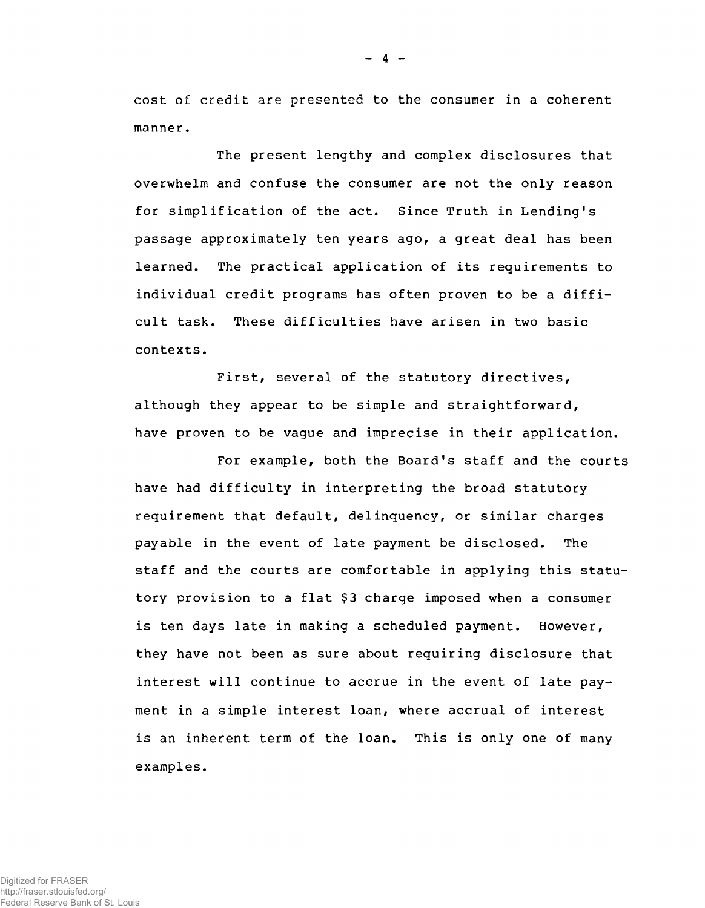cost of credit are presented to the consumer in a coherent manner.

The present lengthy and complex disclosures that overwhelm and confuse the consumer are not the only reason for simplification of the act. Since Truth in Lending's passage approximately ten years ago, a great deal has been learned. The practical application of its requirements to individual credit programs has often proven to be a difficult task. These difficulties have arisen in two basic contexts.

First, several of the statutory directives, although they appear to be simple and straightforward, have proven to be vague and imprecise in their application.

For example, both the Board's staff and the courts have had difficulty in interpreting the broad statutory requirement that default, delinquency, or similar charges payable in the event of late payment be disclosed. The staff and the courts are comfortable in applying this statutory provision to a flat $3 charge imposed when a consumer is ten days late in making a scheduled payment. However, they have not been as sure about requiring disclosure that interest will continue to accrue in the event of late payment in a simple interest loan, where accrual of interest is an inherent term of the loan. This is only one of many examples.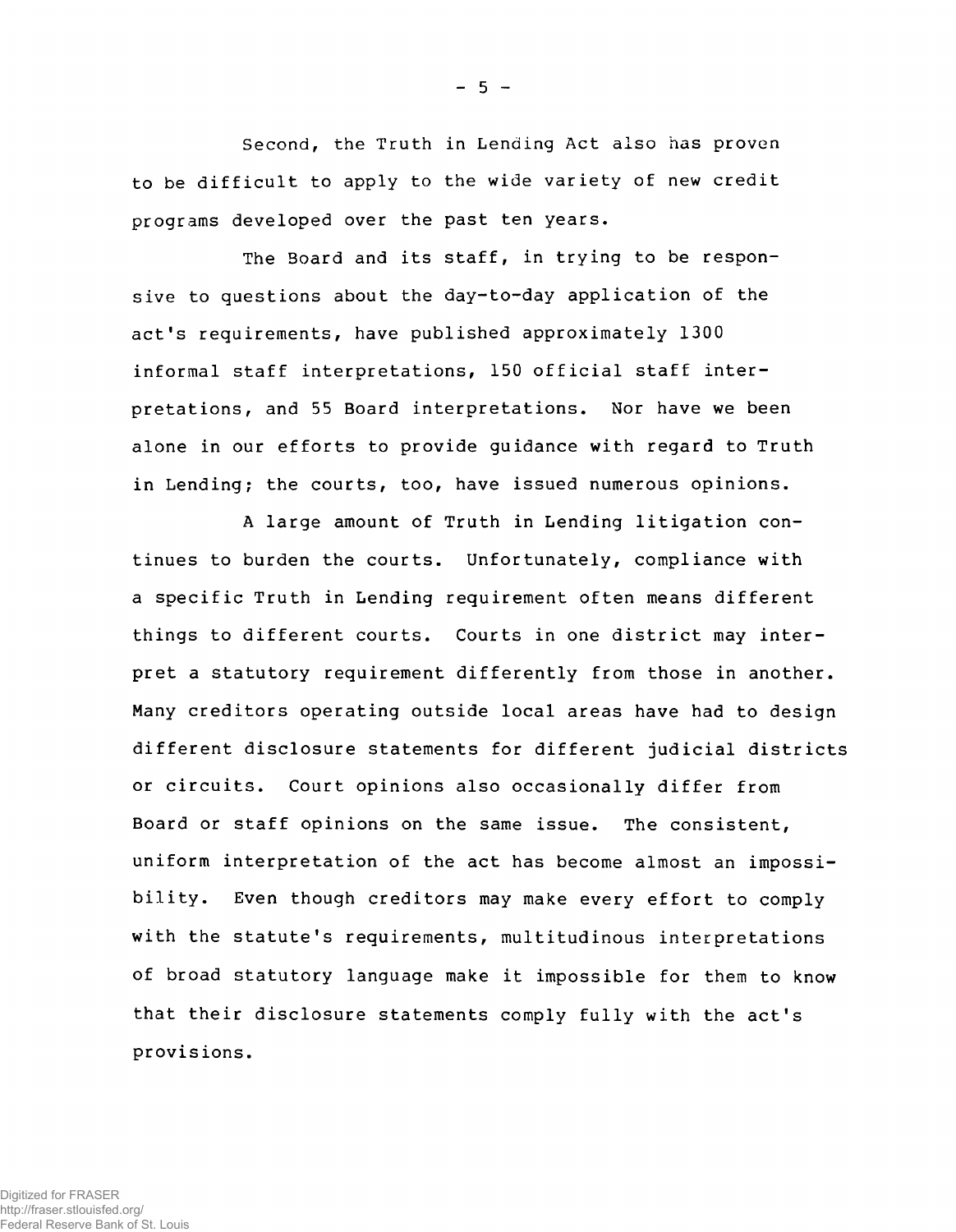Second, the Truth in Lending Act also has proven to be difficult to apply to the wide variety of new credit programs developed over the past ten years.

The Board and its staff, in trying to be responsive to questions about the day-to-day application of the act's requirements, have published approximately 1300 informal staff interpretations, 150 official staff interpretations, and 55 Board interpretations. Nor have we been alone in our efforts to provide guidance with regard to Truth in Lending; the courts, too, have issued numerous opinions.

A large amount of Truth in Lending litigation continues to burden the courts. Unfortunately, compliance with a specific Truth in Lending requirement often means different things to different courts. Courts in one district may interpret a statutory requirement differently from those in another. Many creditors operating outside local areas have had to design different disclosure statements for different judicial districts or circuits. Court opinions also occasionally differ from Board or staff opinions on the same issue. The consistent, uniform interpretation of the act has become almost an impossibility. Even though creditors may make every effort to comply with the statute's requirements, multitudinous interpretations of broad statutory language make it impossible for them to know that their disclosure statements comply fully with the act's provisions.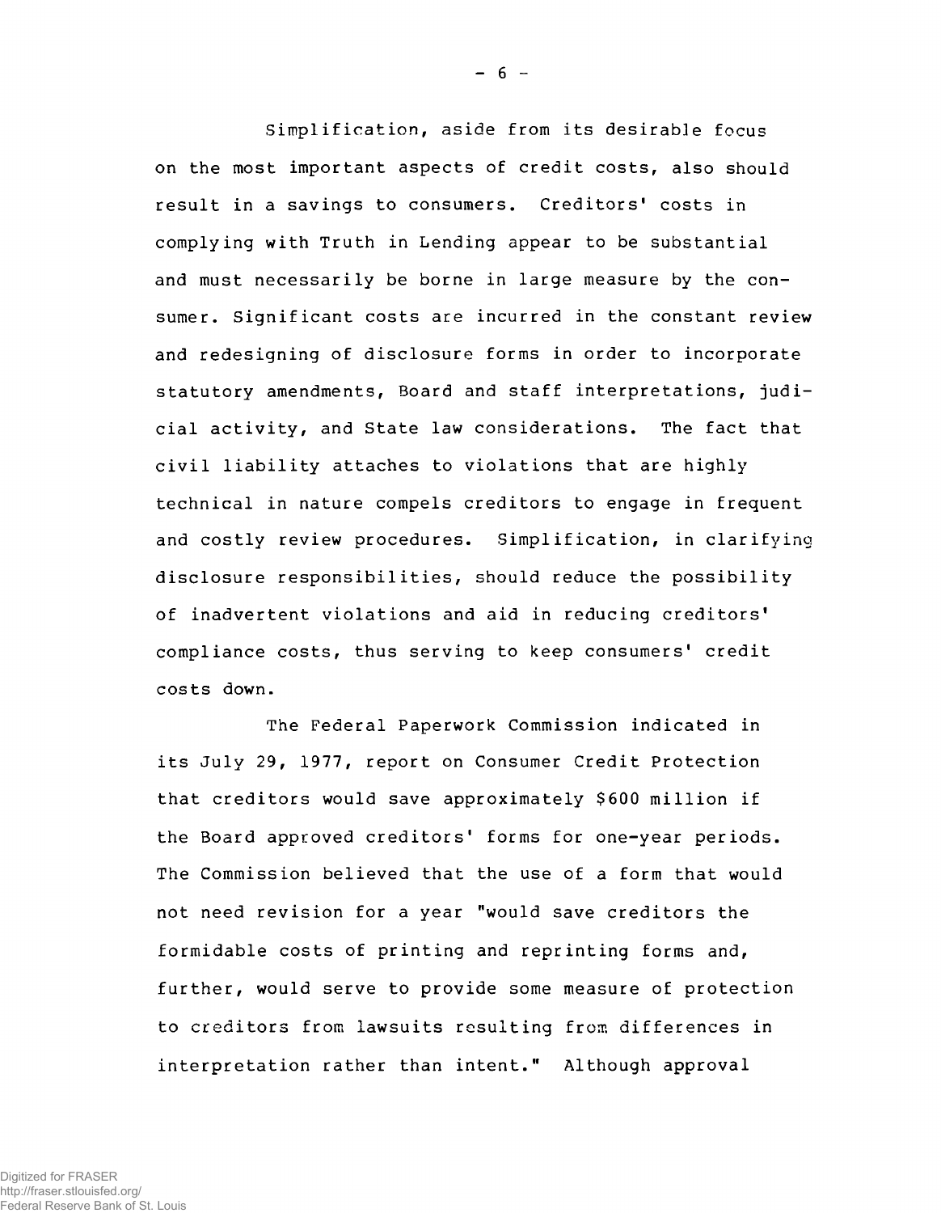Simplification, aside from its desirable focus on the most important aspects of credit costs, also should result in a savings to consumers. Creditors' costs in complying with Truth in Lending appear to be substantial and must necessarily be borne in large measure by the consumer. Significant costs are incurred in the constant review and redesigning of disclosure forms in order to incorporate statutory amendments, Board and staff interpretations, judicial activity, and State law considerations. The fact that civil liability attaches to violations that are highly technical in nature compels creditors to engage in frequent and costly review procedures. Simplification, in clarifying disclosure responsibilities, should reduce the possibility of inadvertent violations and aid in reducing creditors' compliance costs, thus serving to keep consumers' credit costs down.

The Federal Paperwork Commission indicated in its July 29, 1977, report on Consumer Credit Protection that creditors would save approximately $600 million if the Board approved creditors' forms for one-year periods. The Commission believed that the use of a form that would not need revision for a year "would save creditors the formidable costs of printing and reprinting forms and, further, would serve to provide some measure of protection to creditors from lawsuits resulting from differences in interpretation rather than intent." Although approval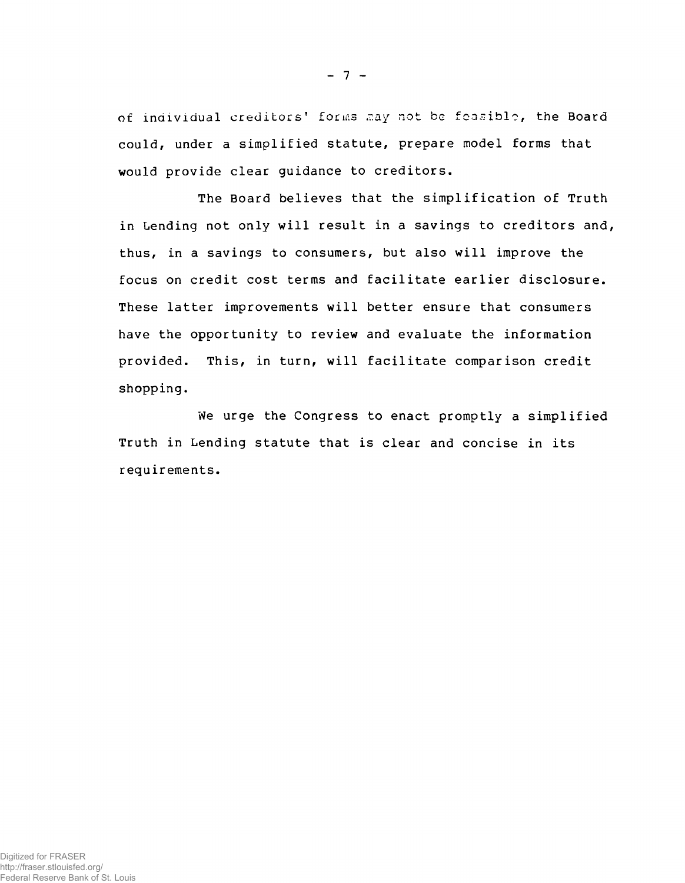of individual creditors' forms may not be feasible, the Board could, under a simplified statute, prepare model forms that would provide clear guidance to creditors.

The Board believes that the simplification of Truth in Lending not only will result in a savings to creditors and, thus, in a savings to consumers, but also will improve the focus on credit cost terms and facilitate earlier disclosure. These latter improvements will better ensure that consumers have the opportunity to review and evaluate the information provided. This, in turn, will facilitate comparison credit shopping.

We urge the Congress to enact promptly a simplified Truth in Lending statute that is clear and concise in its requirements.